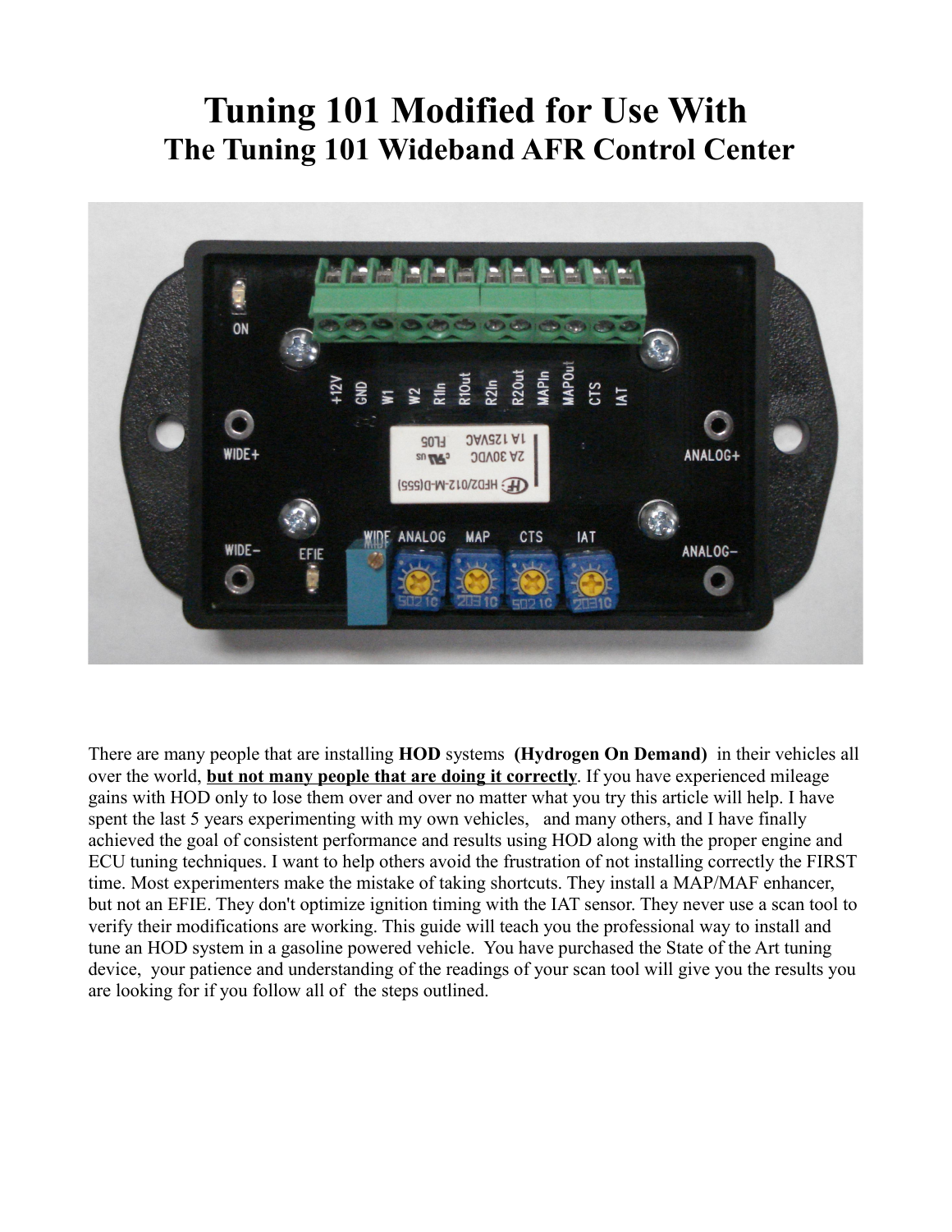# Tuning 101 Modified for Use With
## The Tuning 101 Wideband AFR Control Center

There are many people that are installing **HOD** systems **(Hydrogen On Demand)** in their vehicles all over the world, **but not many people that are doing it correctly**. If you have experienced mileage gains with HOD only to lose them over and over no matter what you try this article will help. I have spent the last 5 years experimenting with my own vehicles, and many others, and I have finally achieved the goal of consistent performance and results using HOD along with the proper engine and ECU tuning techniques. I want to help others avoid the frustration of not installing correctly the FIRST time. Most experimenters make the mistake of taking shortcuts. They install a MAP/MAF enhancer, but not an EFIE. They don't optimize ignition timing with the IAT sensor. They never use a scan tool to verify their modifications are working. This guide will teach you the professional way to install and tune an HOD system in a gasoline powered vehicle. You have purchased the State of the Art tuning device, your patience and understanding of the readings of your scan tool will give you the results you are looking for if you follow all of the steps outlined.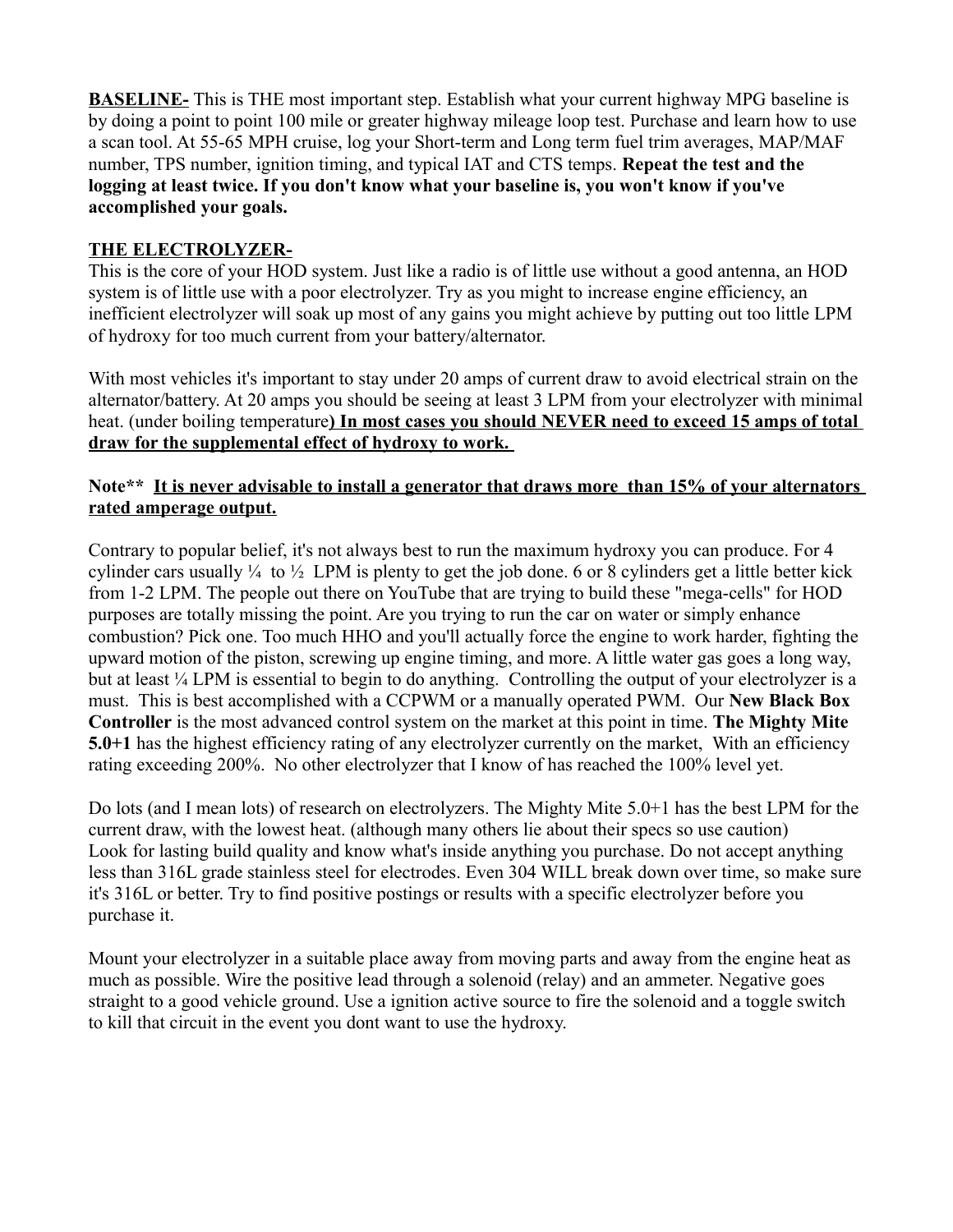**BASELINE-** This is THE most important step. Establish what your current highway MPG baseline is by doing a point to point 100 mile or greater highway mileage loop test. Purchase and learn how to use a scan tool. At 55-65 MPH cruise, log your Short-term and Long term fuel trim averages, MAP/MAF number, TPS number, ignition timing, and typical IAT and CTS temps. **Repeat the test and the logging at least twice. If you don't know what your baseline is, you won't know if you've accomplished your goals.**

**THE ELECTROLYZER-**

This is the core of your HOD system. Just like a radio is of little use without a good antenna, an HOD system is of little use with a poor electrolyzer. Try as you might to increase engine efficiency, an inefficient electrolyzer will soak up most of any gains you might achieve by putting out too little LPM of hydroxy for too much current from your battery/alternator.

With most vehicles it's important to stay under 20 amps of current draw to avoid electrical strain on the alternator/battery. At 20 amps you should be seeing at least 3 LPM from your electrolyzer with minimal heat. (under boiling temperature**) In most cases you should NEVER need to exceed 15 amps of total draw for the supplemental effect of hydroxy to work.**

**Note\*\* It is never advisable to install a generator that draws more than 15% of your alternators rated amperage output.**

Contrary to popular belief, it's not always best to run the maximum hydroxy you can produce. For 4 cylinder cars usually ¼ to ½ LPM is plenty to get the job done. 6 or 8 cylinders get a little better kick from 1-2 LPM. The people out there on YouTube that are trying to build these "mega-cells" for HOD purposes are totally missing the point. Are you trying to run the car on water or simply enhance combustion? Pick one. Too much HHO and you'll actually force the engine to work harder, fighting the upward motion of the piston, screwing up engine timing, and more. A little water gas goes a long way, but at least ¼ LPM is essential to begin to do anything. Controlling the output of your electrolyzer is a must. This is best accomplished with a CCPWM or a manually operated PWM. Our **New Black Box Controller** is the most advanced control system on the market at this point in time. **The Mighty Mite 5.0+1** has the highest efficiency rating of any electrolyzer currently on the market, With an efficiency rating exceeding 200%. No other electrolyzer that I know of has reached the 100% level yet.

Do lots (and I mean lots) of research on electrolyzers. The Mighty Mite 5.0+1 has the best LPM for the current draw, with the lowest heat. (although many others lie about their specs so use caution) Look for lasting build quality and know what's inside anything you purchase. Do not accept anything less than 316L grade stainless steel for electrodes. Even 304 WILL break down over time, so make sure it's 316L or better. Try to find positive postings or results with a specific electrolyzer before you purchase it.

Mount your electrolyzer in a suitable place away from moving parts and away from the engine heat as much as possible. Wire the positive lead through a solenoid (relay) and an ammeter. Negative goes straight to a good vehicle ground. Use a ignition active source to fire the solenoid and a toggle switch to kill that circuit in the event you dont want to use the hydroxy.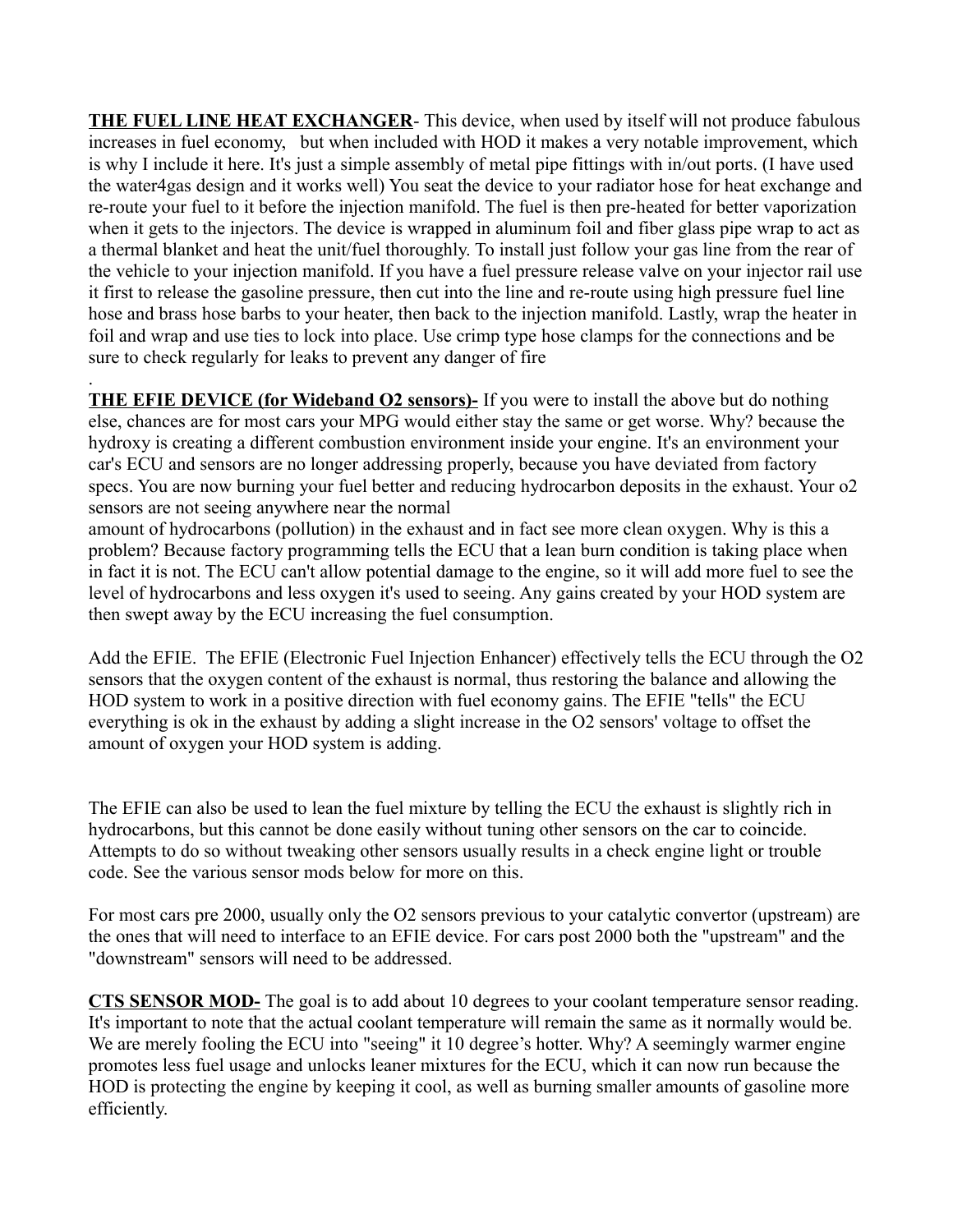**THE FUEL LINE HEAT EXCHANGER**- This device, when used by itself will not produce fabulous increases in fuel economy, but when included with HOD it makes a very notable improvement, which is why I include it here. It's just a simple assembly of metal pipe fittings with in/out ports. (I have used the water4gas design and it works well) You seat the device to your radiator hose for heat exchange and re-route your fuel to it before the injection manifold. The fuel is then pre-heated for better vaporization when it gets to the injectors. The device is wrapped in aluminum foil and fiber glass pipe wrap to act as a thermal blanket and heat the unit/fuel thoroughly. To install just follow your gas line from the rear of the vehicle to your injection manifold. If you have a fuel pressure release valve on your injector rail use it first to release the gasoline pressure, then cut into the line and re-route using high pressure fuel line hose and brass hose barbs to your heater, then back to the injection manifold. Lastly, wrap the heater in foil and wrap and use ties to lock into place. Use crimp type hose clamps for the connections and be sure to check regularly for leaks to prevent any danger of fire

.

**THE EFIE DEVICE (for Wideband O2 sensors)-** If you were to install the above but do nothing else, chances are for most cars your MPG would either stay the same or get worse. Why? because the hydroxy is creating a different combustion environment inside your engine. It's an environment your car's ECU and sensors are no longer addressing properly, because you have deviated from factory specs. You are now burning your fuel better and reducing hydrocarbon deposits in the exhaust. Your o2 sensors are not seeing anywhere near the normal amount of hydrocarbons (pollution) in the exhaust and in fact see more clean oxygen. Why is this a problem? Because factory programming tells the ECU that a lean burn condition is taking place when in fact it is not. The ECU can't allow potential damage to the engine, so it will add more fuel to see the level of hydrocarbons and less oxygen it's used to seeing. Any gains created by your HOD system are then swept away by the ECU increasing the fuel consumption.

Add the EFIE. The EFIE (Electronic Fuel Injection Enhancer) effectively tells the ECU through the O2 sensors that the oxygen content of the exhaust is normal, thus restoring the balance and allowing the HOD system to work in a positive direction with fuel economy gains. The EFIE "tells" the ECU everything is ok in the exhaust by adding a slight increase in the O2 sensors' voltage to offset the amount of oxygen your HOD system is adding.

The EFIE can also be used to lean the fuel mixture by telling the ECU the exhaust is slightly rich in hydrocarbons, but this cannot be done easily without tuning other sensors on the car to coincide. Attempts to do so without tweaking other sensors usually results in a check engine light or trouble code. See the various sensor mods below for more on this.

For most cars pre 2000, usually only the O2 sensors previous to your catalytic convertor (upstream) are the ones that will need to interface to an EFIE device. For cars post 2000 both the "upstream" and the "downstream" sensors will need to be addressed.

**CTS SENSOR MOD-** The goal is to add about 10 degrees to your coolant temperature sensor reading. It's important to note that the actual coolant temperature will remain the same as it normally would be. We are merely fooling the ECU into "seeing" it 10 degree's hotter. Why? A seemingly warmer engine promotes less fuel usage and unlocks leaner mixtures for the ECU, which it can now run because the HOD is protecting the engine by keeping it cool, as well as burning smaller amounts of gasoline more efficiently.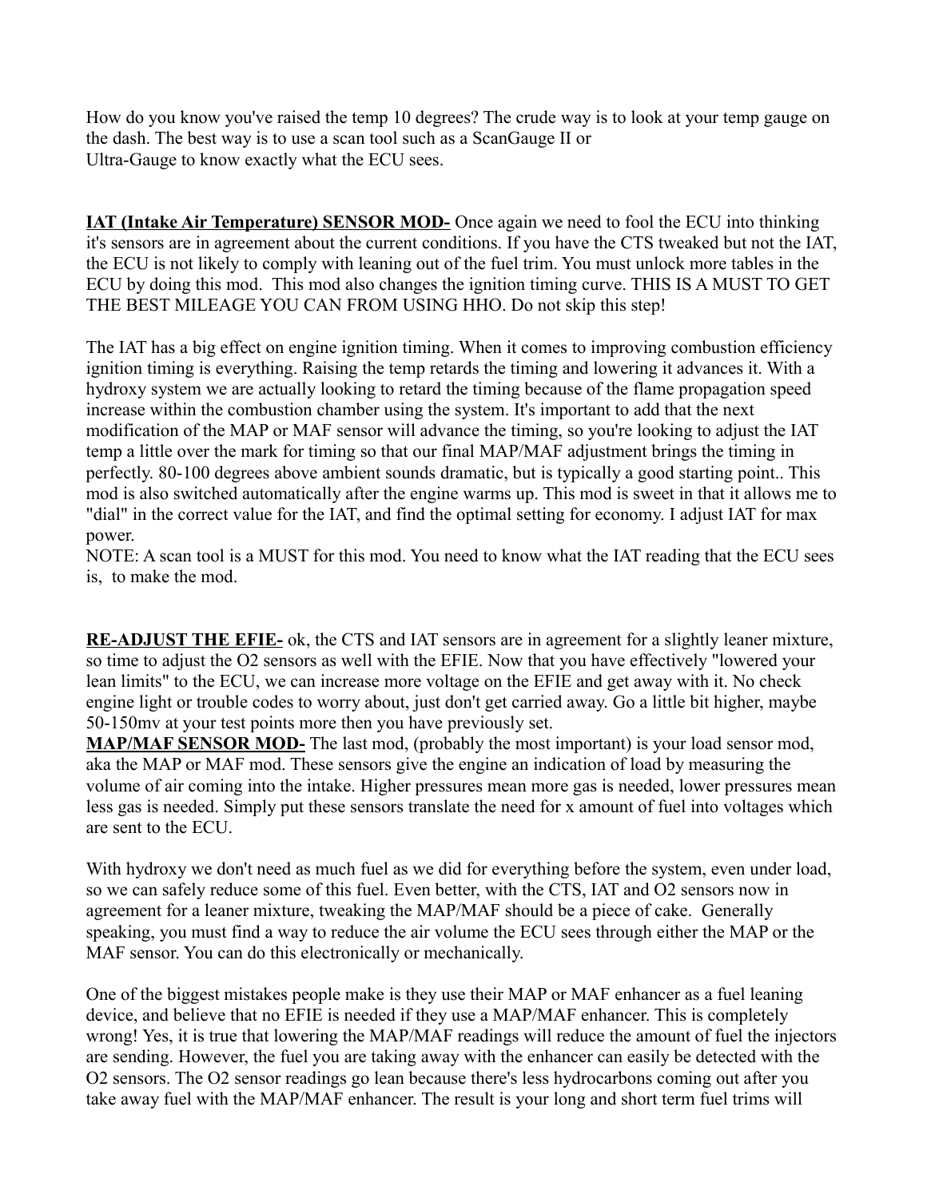How do you know you've raised the temp 10 degrees? The crude way is to look at your temp gauge on the dash. The best way is to use a scan tool such as a ScanGauge II or Ultra-Gauge to know exactly what the ECU sees.

**IAT (Intake Air Temperature) SENSOR MOD-** Once again we need to fool the ECU into thinking it's sensors are in agreement about the current conditions. If you have the CTS tweaked but not the IAT, the ECU is not likely to comply with leaning out of the fuel trim. You must unlock more tables in the ECU by doing this mod. This mod also changes the ignition timing curve. THIS IS A MUST TO GET THE BEST MILEAGE YOU CAN FROM USING HHO. Do not skip this step!

The IAT has a big effect on engine ignition timing. When it comes to improving combustion efficiency ignition timing is everything. Raising the temp retards the timing and lowering it advances it. With a hydroxy system we are actually looking to retard the timing because of the flame propagation speed increase within the combustion chamber using the system. It's important to add that the next modification of the MAP or MAF sensor will advance the timing, so you're looking to adjust the IAT temp a little over the mark for timing so that our final MAP/MAF adjustment brings the timing in perfectly. 80-100 degrees above ambient sounds dramatic, but is typically a good starting point.. This mod is also switched automatically after the engine warms up. This mod is sweet in that it allows me to "dial" in the correct value for the IAT, and find the optimal setting for economy. I adjust IAT for max power.

NOTE: A scan tool is a MUST for this mod. You need to know what the IAT reading that the ECU sees is, to make the mod.

**RE-ADJUST THE EFIE-** ok, the CTS and IAT sensors are in agreement for a slightly leaner mixture, so time to adjust the O2 sensors as well with the EFIE. Now that you have effectively "lowered your lean limits" to the ECU, we can increase more voltage on the EFIE and get away with it. No check engine light or trouble codes to worry about, just don't get carried away. Go a little bit higher, maybe 50-150mv at your test points more then you have previously set.

**MAP/MAF SENSOR MOD-** The last mod, (probably the most important) is your load sensor mod, aka the MAP or MAF mod. These sensors give the engine an indication of load by measuring the volume of air coming into the intake. Higher pressures mean more gas is needed, lower pressures mean less gas is needed. Simply put these sensors translate the need for x amount of fuel into voltages which are sent to the ECU.

With hydroxy we don't need as much fuel as we did for everything before the system, even under load, so we can safely reduce some of this fuel. Even better, with the CTS, IAT and O2 sensors now in agreement for a leaner mixture, tweaking the MAP/MAF should be a piece of cake. Generally speaking, you must find a way to reduce the air volume the ECU sees through either the MAP or the MAF sensor. You can do this electronically or mechanically.

One of the biggest mistakes people make is they use their MAP or MAF enhancer as a fuel leaning device, and believe that no EFIE is needed if they use a MAP/MAF enhancer. This is completely wrong! Yes, it is true that lowering the MAP/MAF readings will reduce the amount of fuel the injectors are sending. However, the fuel you are taking away with the enhancer can easily be detected with the O2 sensors. The O2 sensor readings go lean because there's less hydrocarbons coming out after you take away fuel with the MAP/MAF enhancer. The result is your long and short term fuel trims will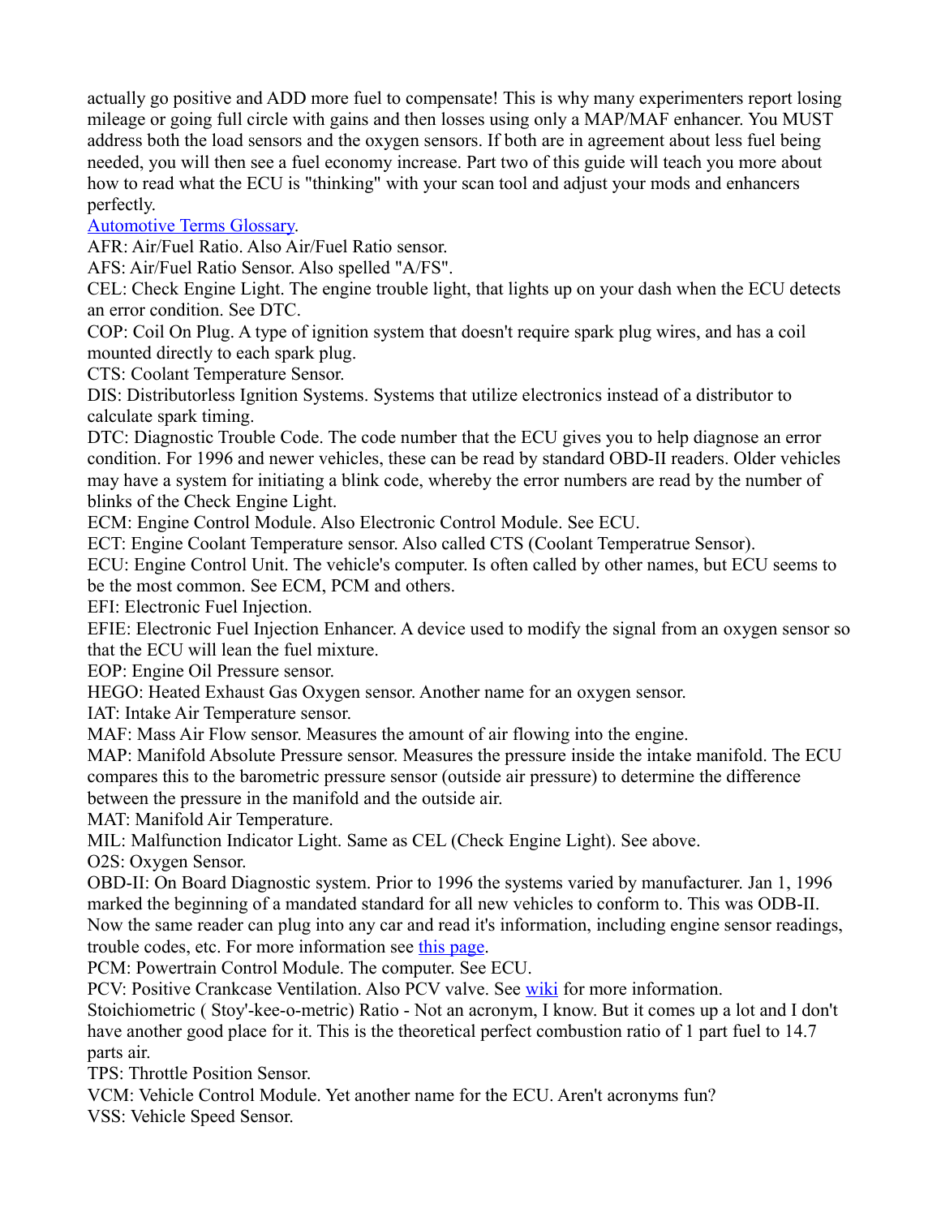actually go positive and ADD more fuel to compensate! This is why many experimenters report losing mileage or going full circle with gains and then losses using only a MAP/MAF enhancer. You MUST address both the load sensors and the oxygen sensors. If both are in agreement about less fuel being needed, you will then see a fuel economy increase. Part two of this guide will teach you more about how to read what the ECU is "thinking" with your scan tool and adjust your mods and enhancers perfectly.

[Automotive Terms Glossary](#).

AFR: Air/Fuel Ratio. Also Air/Fuel Ratio sensor.

AFS: Air/Fuel Ratio Sensor. Also spelled "A/FS".

CEL: Check Engine Light. The engine trouble light, that lights up on your dash when the ECU detects an error condition. See DTC.

COP: Coil On Plug. A type of ignition system that doesn't require spark plug wires, and has a coil mounted directly to each spark plug.

CTS: Coolant Temperature Sensor.

DIS: Distributorless Ignition Systems. Systems that utilize electronics instead of a distributor to calculate spark timing.

DTC: Diagnostic Trouble Code. The code number that the ECU gives you to help diagnose an error condition. For 1996 and newer vehicles, these can be read by standard OBD-II readers. Older vehicles may have a system for initiating a blink code, whereby the error numbers are read by the number of blinks of the Check Engine Light.

ECM: Engine Control Module. Also Electronic Control Module. See ECU.

ECT: Engine Coolant Temperature sensor. Also called CTS (Coolant Temperatrue Sensor).

ECU: Engine Control Unit. The vehicle's computer. Is often called by other names, but ECU seems to be the most common. See ECM, PCM and others.

EFI: Electronic Fuel Injection.

EFIE: Electronic Fuel Injection Enhancer. A device used to modify the signal from an oxygen sensor so that the ECU will lean the fuel mixture.

EOP: Engine Oil Pressure sensor.

HEGO: Heated Exhaust Gas Oxygen sensor. Another name for an oxygen sensor.

IAT: Intake Air Temperature sensor.

MAF: Mass Air Flow sensor. Measures the amount of air flowing into the engine.

MAP: Manifold Absolute Pressure sensor. Measures the pressure inside the intake manifold. The ECU compares this to the barometric pressure sensor (outside air pressure) to determine the difference between the pressure in the manifold and the outside air.

MAT: Manifold Air Temperature.

MIL: Malfunction Indicator Light. Same as CEL (Check Engine Light). See above.

O2S: Oxygen Sensor.

OBD-II: On Board Diagnostic system. Prior to 1996 the systems varied by manufacturer. Jan 1, 1996 marked the beginning of a mandated standard for all new vehicles to conform to. This was ODB-II. Now the same reader can plug into any car and read it's information, including engine sensor readings, trouble codes, etc. For more information see [this page](#).

PCM: Powertrain Control Module. The computer. See ECU.

PCV: Positive Crankcase Ventilation. Also PCV valve. See [wiki](#) for more information.

Stoichiometric ( Stoy'-kee-o-metric) Ratio - Not an acronym, I know. But it comes up a lot and I don't have another good place for it. This is the theoretical perfect combustion ratio of 1 part fuel to 14.7 parts air.

TPS: Throttle Position Sensor.

VCM: Vehicle Control Module. Yet another name for the ECU. Aren't acronyms fun?

VSS: Vehicle Speed Sensor.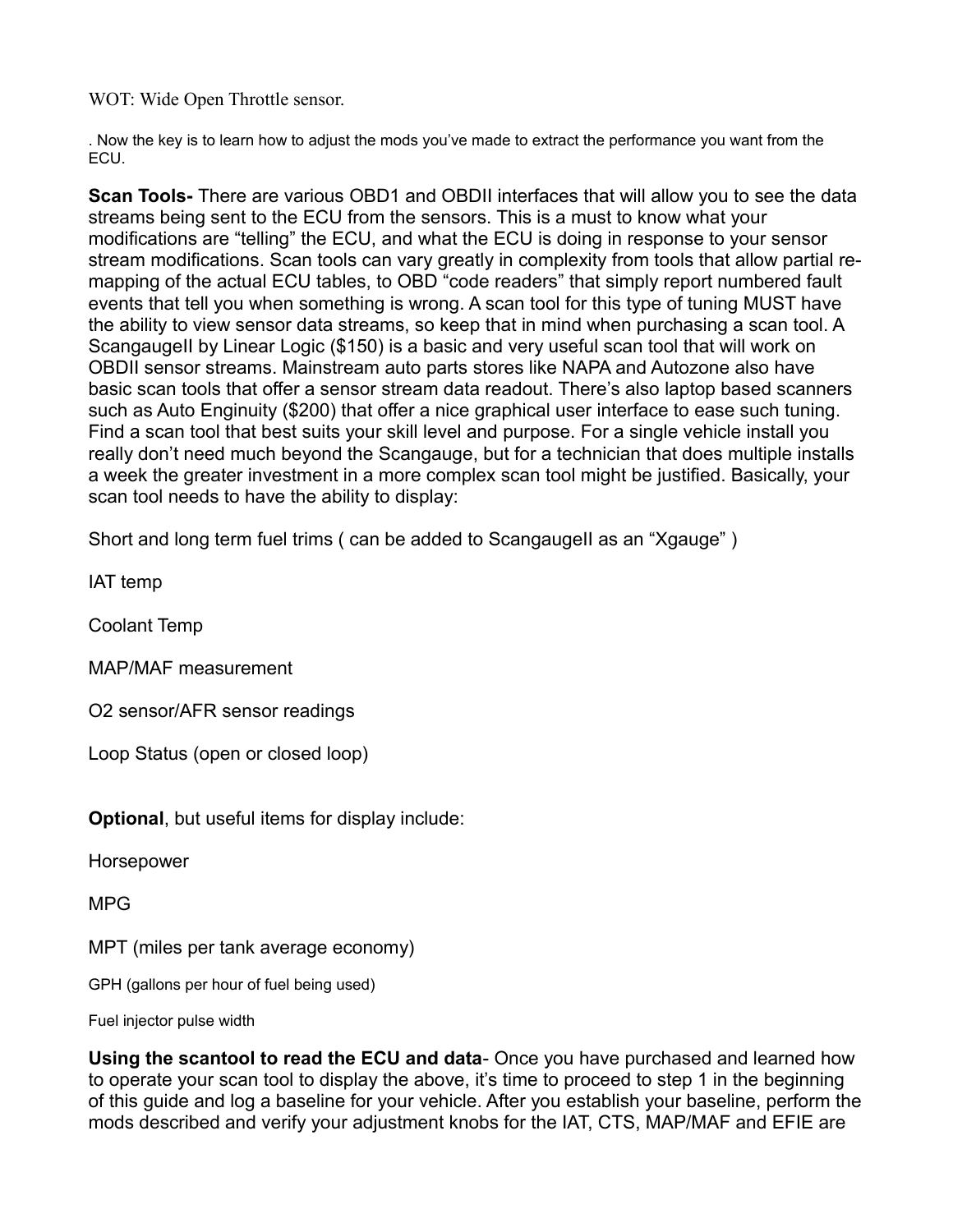WOT: Wide Open Throttle sensor.

. Now the key is to learn how to adjust the mods you've made to extract the performance you want from the ECU.

**Scan Tools-** There are various OBD1 and OBDII interfaces that will allow you to see the data streams being sent to the ECU from the sensors. This is a must to know what your modifications are "telling" the ECU, and what the ECU is doing in response to your sensor stream modifications. Scan tools can vary greatly in complexity from tools that allow partial re-mapping of the actual ECU tables, to OBD "code readers" that simply report numbered fault events that tell you when something is wrong. A scan tool for this type of tuning MUST have the ability to view sensor data streams, so keep that in mind when purchasing a scan tool. A ScangaugeII by Linear Logic ($150) is a basic and very useful scan tool that will work on OBDII sensor streams. Mainstream auto parts stores like NAPA and Autozone also have basic scan tools that offer a sensor stream data readout. There's also laptop based scanners such as Auto Enginuity ($200) that offer a nice graphical user interface to ease such tuning. Find a scan tool that best suits your skill level and purpose. For a single vehicle install you really don't need much beyond the Scangauge, but for a technician that does multiple installs a week the greater investment in a more complex scan tool might be justified. Basically, your scan tool needs to have the ability to display:

Short and long term fuel trims ( can be added to ScangaugeII as an "Xgauge" )

IAT temp

Coolant Temp

MAP/MAF measurement

O2 sensor/AFR sensor readings

Loop Status (open or closed loop)

**Optional**, but useful items for display include:

Horsepower

MPG

MPT (miles per tank average economy)

GPH (gallons per hour of fuel being used)

Fuel injector pulse width

**Using the scantool to read the ECU and data**- Once you have purchased and learned how to operate your scan tool to display the above, it's time to proceed to step 1 in the beginning of this guide and log a baseline for your vehicle. After you establish your baseline, perform the mods described and verify your adjustment knobs for the IAT, CTS, MAP/MAF and EFIE are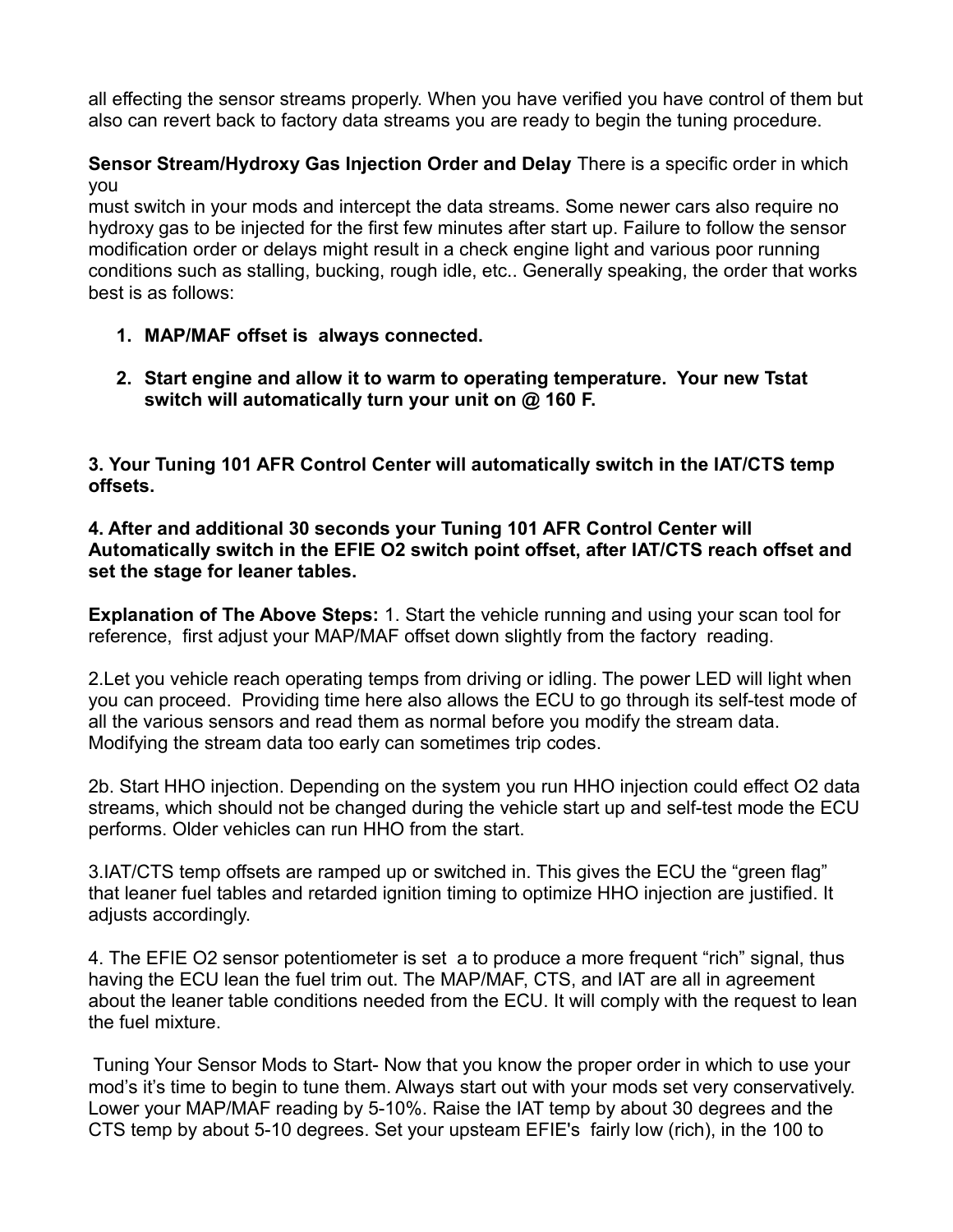all effecting the sensor streams properly. When you have verified you have control of them but also can revert back to factory data streams you are ready to begin the tuning procedure.

**Sensor Stream/Hydroxy Gas Injection Order and Delay** There is a specific order in which you
must switch in your mods and intercept the data streams. Some newer cars also require no hydroxy gas to be injected for the first few minutes after start up. Failure to follow the sensor modification order or delays might result in a check engine light and various poor running conditions such as stalling, bucking, rough idle, etc.. Generally speaking, the order that works best is as follows:

1. **MAP/MAF offset is always connected.**
2. **Start engine and allow it to warm to operating temperature. Your new Tstat switch will automatically turn your unit on @ 160 F.**

**3. Your Tuning 101 AFR Control Center will automatically switch in the IAT/CTS temp offsets.**

**4. After and additional 30 seconds your Tuning 101 AFR Control Center will Automatically switch in the EFIE O2 switch point offset, after IAT/CTS reach offset and set the stage for leaner tables.**

**Explanation of The Above Steps:** 1. Start the vehicle running and using your scan tool for reference, first adjust your MAP/MAF offset down slightly from the factory reading.

2.Let you vehicle reach operating temps from driving or idling. The power LED will light when you can proceed. Providing time here also allows the ECU to go through its self-test mode of all the various sensors and read them as normal before you modify the stream data. Modifying the stream data too early can sometimes trip codes.

2b. Start HHO injection. Depending on the system you run HHO injection could effect O2 data streams, which should not be changed during the vehicle start up and self-test mode the ECU performs. Older vehicles can run HHO from the start.

3.IAT/CTS temp offsets are ramped up or switched in. This gives the ECU the “green flag” that leaner fuel tables and retarded ignition timing to optimize HHO injection are justified. It adjusts accordingly.

4. The EFIE O2 sensor potentiometer is set a to produce a more frequent “rich” signal, thus having the ECU lean the fuel trim out. The MAP/MAF, CTS, and IAT are all in agreement about the leaner table conditions needed from the ECU. It will comply with the request to lean the fuel mixture.

Tuning Your Sensor Mods to Start- Now that you know the proper order in which to use your mod’s it’s time to begin to tune them. Always start out with your mods set very conservatively. Lower your MAP/MAF reading by 5-10%. Raise the IAT temp by about 30 degrees and the CTS temp by about 5-10 degrees. Set your upsteam EFIE's fairly low (rich), in the 100 to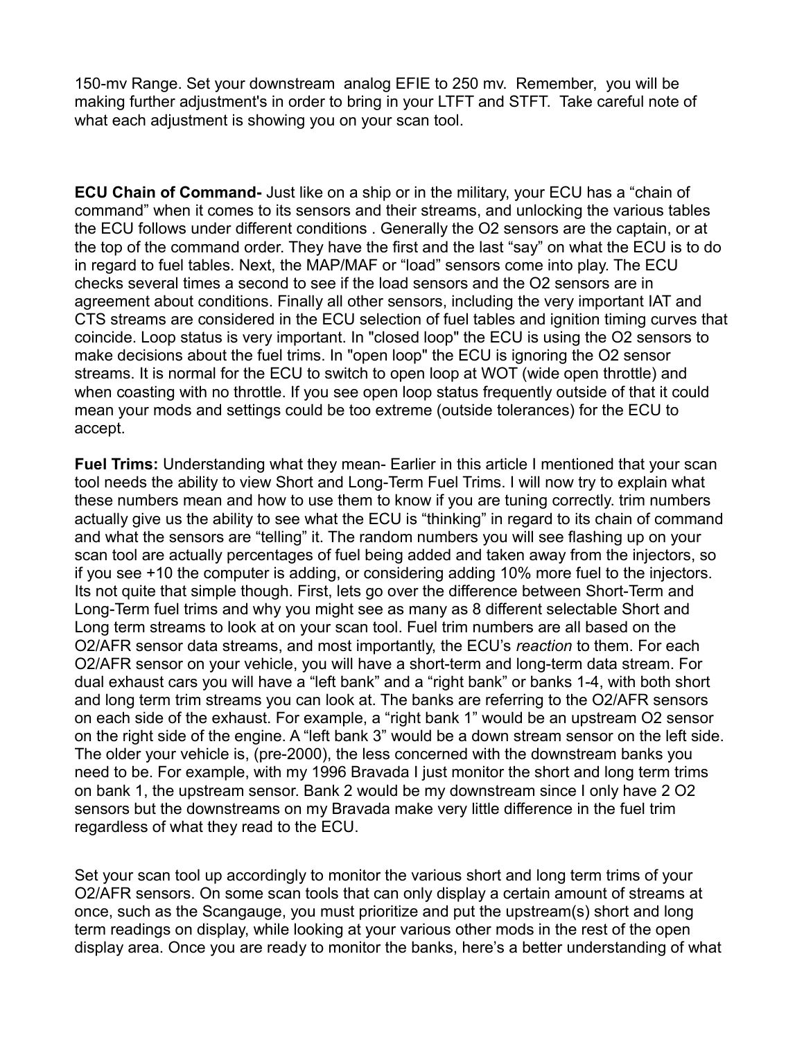150-mv Range. Set your downstream analog EFIE to 250 mv. Remember, you will be making further adjustment's in order to bring in your LTFT and STFT. Take careful note of what each adjustment is showing you on your scan tool.

**ECU Chain of Command-** Just like on a ship or in the military, your ECU has a “chain of command” when it comes to its sensors and their streams, and unlocking the various tables the ECU follows under different conditions . Generally the O2 sensors are the captain, or at the top of the command order. They have the first and the last “say” on what the ECU is to do in regard to fuel tables. Next, the MAP/MAF or “load” sensors come into play. The ECU checks several times a second to see if the load sensors and the O2 sensors are in agreement about conditions. Finally all other sensors, including the very important IAT and CTS streams are considered in the ECU selection of fuel tables and ignition timing curves that coincide. Loop status is very important. In "closed loop" the ECU is using the O2 sensors to make decisions about the fuel trims. In "open loop" the ECU is ignoring the O2 sensor streams. It is normal for the ECU to switch to open loop at WOT (wide open throttle) and when coasting with no throttle. If you see open loop status frequently outside of that it could mean your mods and settings could be too extreme (outside tolerances) for the ECU to accept.

**Fuel Trims:** Understanding what they mean- Earlier in this article I mentioned that your scan tool needs the ability to view Short and Long-Term Fuel Trims. I will now try to explain what these numbers mean and how to use them to know if you are tuning correctly. trim numbers actually give us the ability to see what the ECU is “thinking” in regard to its chain of command and what the sensors are “telling” it. The random numbers you will see flashing up on your scan tool are actually percentages of fuel being added and taken away from the injectors, so if you see +10 the computer is adding, or considering adding 10% more fuel to the injectors. Its not quite that simple though. First, lets go over the difference between Short-Term and Long-Term fuel trims and why you might see as many as 8 different selectable Short and Long term streams to look at on your scan tool. Fuel trim numbers are all based on the O2/AFR sensor data streams, and most importantly, the ECU’s *reaction* to them. For each O2/AFR sensor on your vehicle, you will have a short-term and long-term data stream. For dual exhaust cars you will have a “left bank” and a “right bank” or banks 1-4, with both short and long term trim streams you can look at. The banks are referring to the O2/AFR sensors on each side of the exhaust. For example, a “right bank 1” would be an upstream O2 sensor on the right side of the engine. A “left bank 3” would be a down stream sensor on the left side. The older your vehicle is, (pre-2000), the less concerned with the downstream banks you need to be. For example, with my 1996 Bravada I just monitor the short and long term trims on bank 1, the upstream sensor. Bank 2 would be my downstream since I only have 2 O2 sensors but the downstreams on my Bravada make very little difference in the fuel trim regardless of what they read to the ECU.

Set your scan tool up accordingly to monitor the various short and long term trims of your O2/AFR sensors. On some scan tools that can only display a certain amount of streams at once, such as the Scangauge, you must prioritize and put the upstream(s) short and long term readings on display, while looking at your various other mods in the rest of the open display area. Once you are ready to monitor the banks, here’s a better understanding of what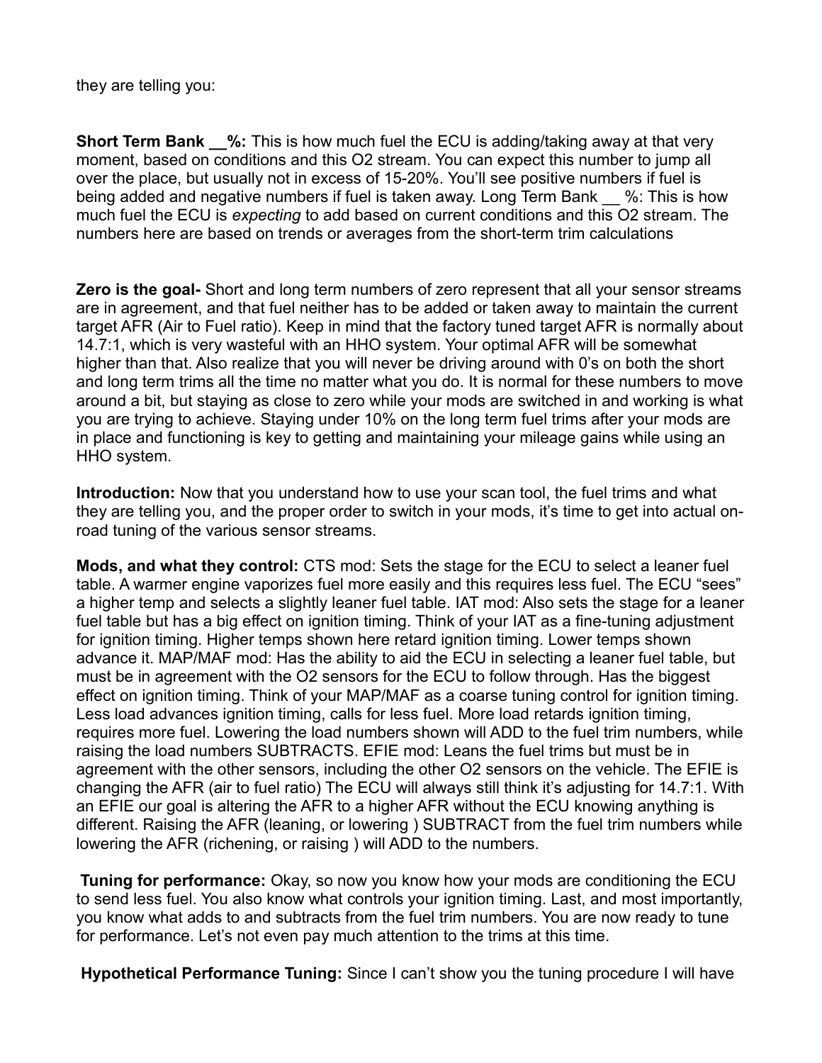they are telling you:

**Short Term Bank __%:** This is how much fuel the ECU is adding/taking away at that very moment, based on conditions and this O2 stream. You can expect this number to jump all over the place, but usually not in excess of 15-20%. You'll see positive numbers if fuel is being added and negative numbers if fuel is taken away. Long Term Bank __ %: This is how much fuel the ECU is *expecting* to add based on current conditions and this O2 stream. The numbers here are based on trends or averages from the short-term trim calculations

**Zero is the goal-** Short and long term numbers of zero represent that all your sensor streams are in agreement, and that fuel neither has to be added or taken away to maintain the current target AFR (Air to Fuel ratio). Keep in mind that the factory tuned target AFR is normally about 14.7:1, which is very wasteful with an HHO system. Your optimal AFR will be somewhat higher than that. Also realize that you will never be driving around with 0's on both the short and long term trims all the time no matter what you do. It is normal for these numbers to move around a bit, but staying as close to zero while your mods are switched in and working is what you are trying to achieve. Staying under 10% on the long term fuel trims after your mods are in place and functioning is key to getting and maintaining your mileage gains while using an HHO system.

**Introduction:** Now that you understand how to use your scan tool, the fuel trims and what they are telling you, and the proper order to switch in your mods, it's time to get into actual on-road tuning of the various sensor streams.

**Mods, and what they control:** CTS mod: Sets the stage for the ECU to select a leaner fuel table. A warmer engine vaporizes fuel more easily and this requires less fuel. The ECU "sees" a higher temp and selects a slightly leaner fuel table. IAT mod: Also sets the stage for a leaner fuel table but has a big effect on ignition timing. Think of your IAT as a fine-tuning adjustment for ignition timing. Higher temps shown here retard ignition timing. Lower temps shown advance it. MAP/MAF mod: Has the ability to aid the ECU in selecting a leaner fuel table, but must be in agreement with the O2 sensors for the ECU to follow through. Has the biggest effect on ignition timing. Think of your MAP/MAF as a coarse tuning control for ignition timing. Less load advances ignition timing, calls for less fuel. More load retards ignition timing, requires more fuel. Lowering the load numbers shown will ADD to the fuel trim numbers, while raising the load numbers SUBTRACTS. EFIE mod: Leans the fuel trims but must be in agreement with the other sensors, including the other O2 sensors on the vehicle. The EFIE is changing the AFR (air to fuel ratio) The ECU will always still think it's adjusting for 14.7:1. With an EFIE our goal is altering the AFR to a higher AFR without the ECU knowing anything is different. Raising the AFR (leaning, or lowering ) SUBTRACT from the fuel trim numbers while lowering the AFR (richening, or raising ) will ADD to the numbers.

**Tuning for performance:** Okay, so now you know how your mods are conditioning the ECU to send less fuel. You also know what controls your ignition timing. Last, and most importantly, you know what adds to and subtracts from the fuel trim numbers. You are now ready to tune for performance. Let's not even pay much attention to the trims at this time.

**Hypothetical Performance Tuning:** Since I can't show you the tuning procedure I will have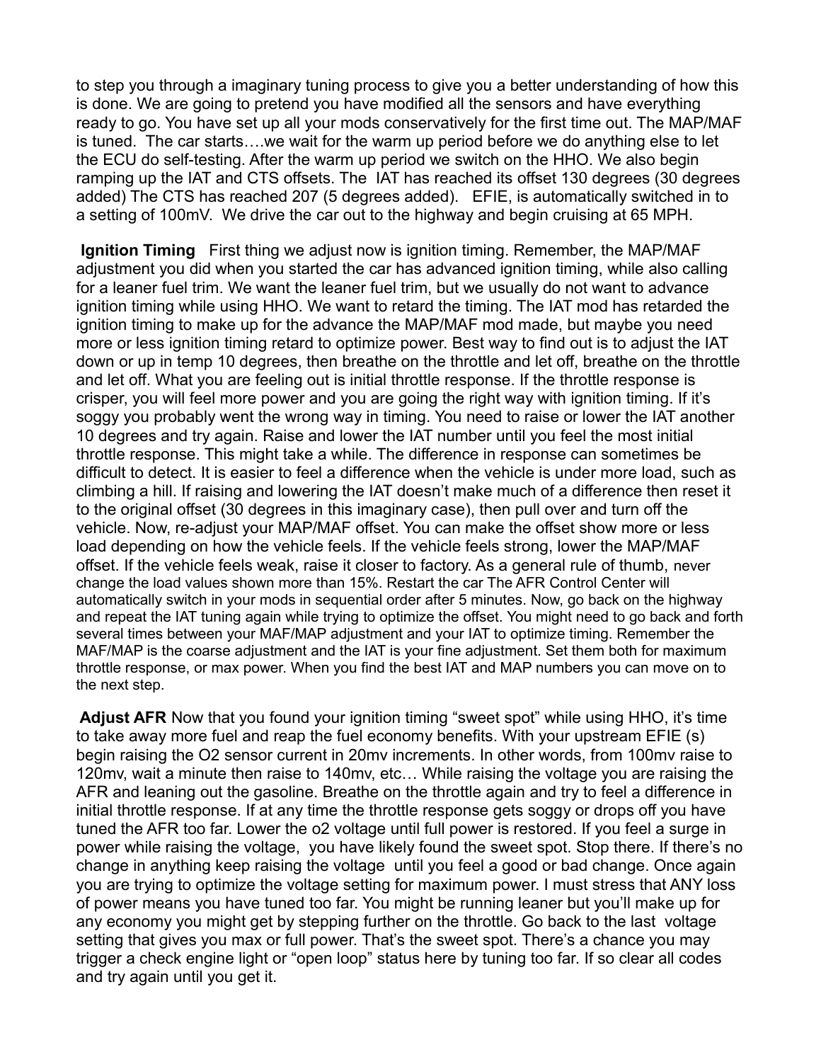to step you through a imaginary tuning process to give you a better understanding of how this is done. We are going to pretend you have modified all the sensors and have everything ready to go. You have set up all your mods conservatively for the first time out. The MAP/MAF is tuned. The car starts….we wait for the warm up period before we do anything else to let the ECU do self-testing. After the warm up period we switch on the HHO. We also begin ramping up the IAT and CTS offsets. The IAT has reached its offset 130 degrees (30 degrees added) The CTS has reached 207 (5 degrees added). EFIE, is automatically switched in to a setting of 100mV. We drive the car out to the highway and begin cruising at 65 MPH.

**Ignition Timing** First thing we adjust now is ignition timing. Remember, the MAP/MAF adjustment you did when you started the car has advanced ignition timing, while also calling for a leaner fuel trim. We want the leaner fuel trim, but we usually do not want to advance ignition timing while using HHO. We want to retard the timing. The IAT mod has retarded the ignition timing to make up for the advance the MAP/MAF mod made, but maybe you need more or less ignition timing retard to optimize power. Best way to find out is to adjust the IAT down or up in temp 10 degrees, then breathe on the throttle and let off, breathe on the throttle and let off. What you are feeling out is initial throttle response. If the throttle response is crisper, you will feel more power and you are going the right way with ignition timing. If it's soggy you probably went the wrong way in timing. You need to raise or lower the IAT another 10 degrees and try again. Raise and lower the IAT number until you feel the most initial throttle response. This might take a while. The difference in response can sometimes be difficult to detect. It is easier to feel a difference when the vehicle is under more load, such as climbing a hill. If raising and lowering the IAT doesn't make much of a difference then reset it to the original offset (30 degrees in this imaginary case), then pull over and turn off the vehicle. Now, re-adjust your MAP/MAF offset. You can make the offset show more or less load depending on how the vehicle feels. If the vehicle feels strong, lower the MAP/MAF offset. If the vehicle feels weak, raise it closer to factory. As a general rule of thumb, never change the load values shown more than 15%. Restart the car The AFR Control Center will automatically switch in your mods in sequential order after 5 minutes. Now, go back on the highway and repeat the IAT tuning again while trying to optimize the offset. You might need to go back and forth several times between your MAF/MAP adjustment and your IAT to optimize timing. Remember the MAF/MAP is the coarse adjustment and the IAT is your fine adjustment. Set them both for maximum throttle response, or max power. When you find the best IAT and MAP numbers you can move on to the next step.

**Adjust AFR** Now that you found your ignition timing "sweet spot" while using HHO, it's time to take away more fuel and reap the fuel economy benefits. With your upstream EFIE (s) begin raising the O2 sensor current in 20mv increments. In other words, from 100mv raise to 120mv, wait a minute then raise to 140mv, etc… While raising the voltage you are raising the AFR and leaning out the gasoline. Breathe on the throttle again and try to feel a difference in initial throttle response. If at any time the throttle response gets soggy or drops off you have tuned the AFR too far. Lower the o2 voltage until full power is restored. If you feel a surge in power while raising the voltage, you have likely found the sweet spot. Stop there. If there's no change in anything keep raising the voltage until you feel a good or bad change. Once again you are trying to optimize the voltage setting for maximum power. I must stress that ANY loss of power means you have tuned too far. You might be running leaner but you'll make up for any economy you might get by stepping further on the throttle. Go back to the last voltage setting that gives you max or full power. That's the sweet spot. There's a chance you may trigger a check engine light or "open loop" status here by tuning too far. If so clear all codes and try again until you get it.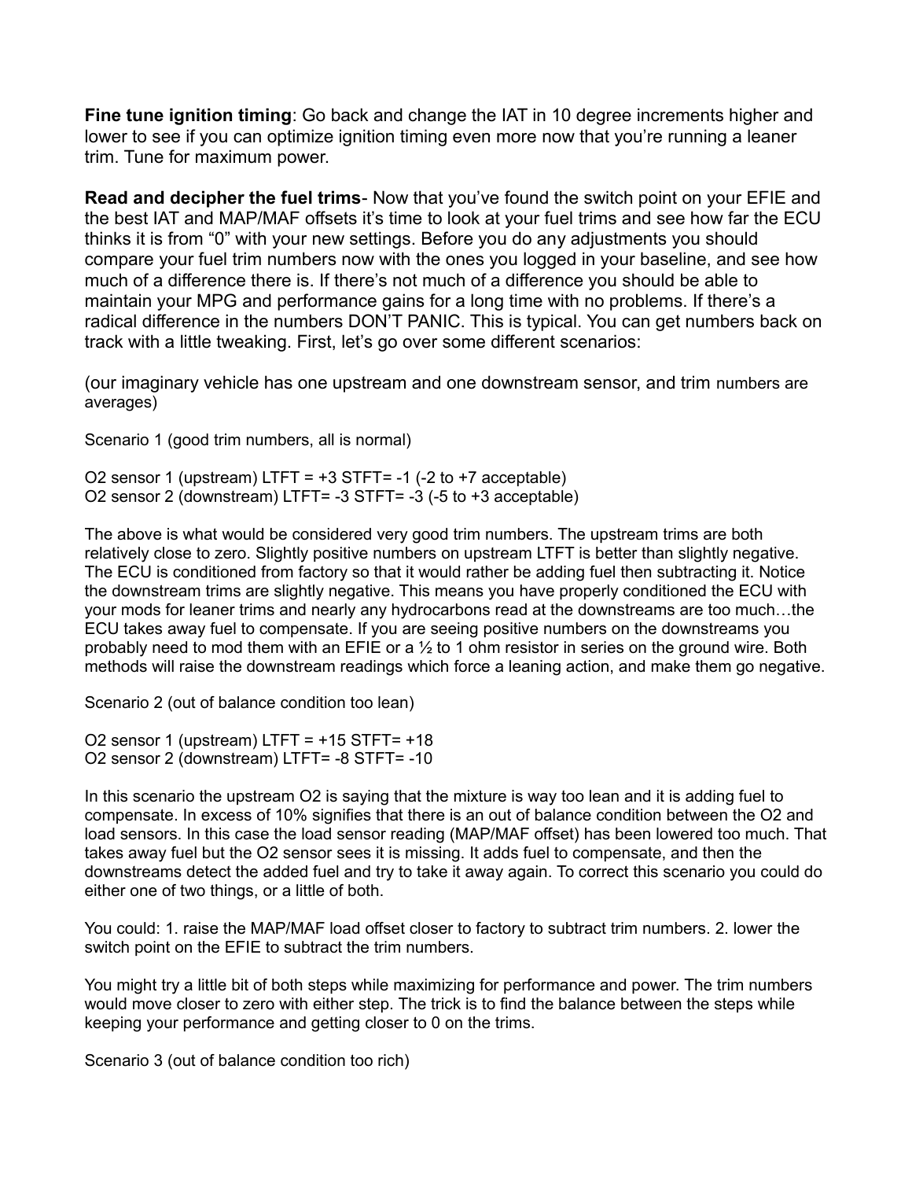**Fine tune ignition timing**: Go back and change the IAT in 10 degree increments higher and lower to see if you can optimize ignition timing even more now that you're running a leaner trim. Tune for maximum power.

**Read and decipher the fuel trims**- Now that you've found the switch point on your EFIE and the best IAT and MAP/MAF offsets it's time to look at your fuel trims and see how far the ECU thinks it is from "0" with your new settings. Before you do any adjustments you should compare your fuel trim numbers now with the ones you logged in your baseline, and see how much of a difference there is. If there's not much of a difference you should be able to maintain your MPG and performance gains for a long time with no problems. If there's a radical difference in the numbers DON'T PANIC. This is typical. You can get numbers back on track with a little tweaking. First, let's go over some different scenarios:

(our imaginary vehicle has one upstream and one downstream sensor, and trim numbers are averages)

Scenario 1 (good trim numbers, all is normal)

O2 sensor 1 (upstream) LTFT = +3 STFT= -1 (-2 to +7 acceptable)
O2 sensor 2 (downstream) LTFT= -3 STFT= -3 (-5 to +3 acceptable)

The above is what would be considered very good trim numbers. The upstream trims are both relatively close to zero. Slightly positive numbers on upstream LTFT is better than slightly negative. The ECU is conditioned from factory so that it would rather be adding fuel then subtracting it. Notice the downstream trims are slightly negative. This means you have properly conditioned the ECU with your mods for leaner trims and nearly any hydrocarbons read at the downstreams are too much…the ECU takes away fuel to compensate. If you are seeing positive numbers on the downstreams you probably need to mod them with an EFIE or a ½ to 1 ohm resistor in series on the ground wire. Both methods will raise the downstream readings which force a leaning action, and make them go negative.

Scenario 2 (out of balance condition too lean)

O2 sensor 1 (upstream) LTFT = +15 STFT= +18
O2 sensor 2 (downstream) LTFT= -8 STFT= -10

In this scenario the upstream O2 is saying that the mixture is way too lean and it is adding fuel to compensate. In excess of 10% signifies that there is an out of balance condition between the O2 and load sensors. In this case the load sensor reading (MAP/MAF offset) has been lowered too much. That takes away fuel but the O2 sensor sees it is missing. It adds fuel to compensate, and then the downstreams detect the added fuel and try to take it away again. To correct this scenario you could do either one of two things, or a little of both.

You could: 1. raise the MAP/MAF load offset closer to factory to subtract trim numbers. 2. lower the switch point on the EFIE to subtract the trim numbers.

You might try a little bit of both steps while maximizing for performance and power. The trim numbers would move closer to zero with either step. The trick is to find the balance between the steps while keeping your performance and getting closer to 0 on the trims.

Scenario 3 (out of balance condition too rich)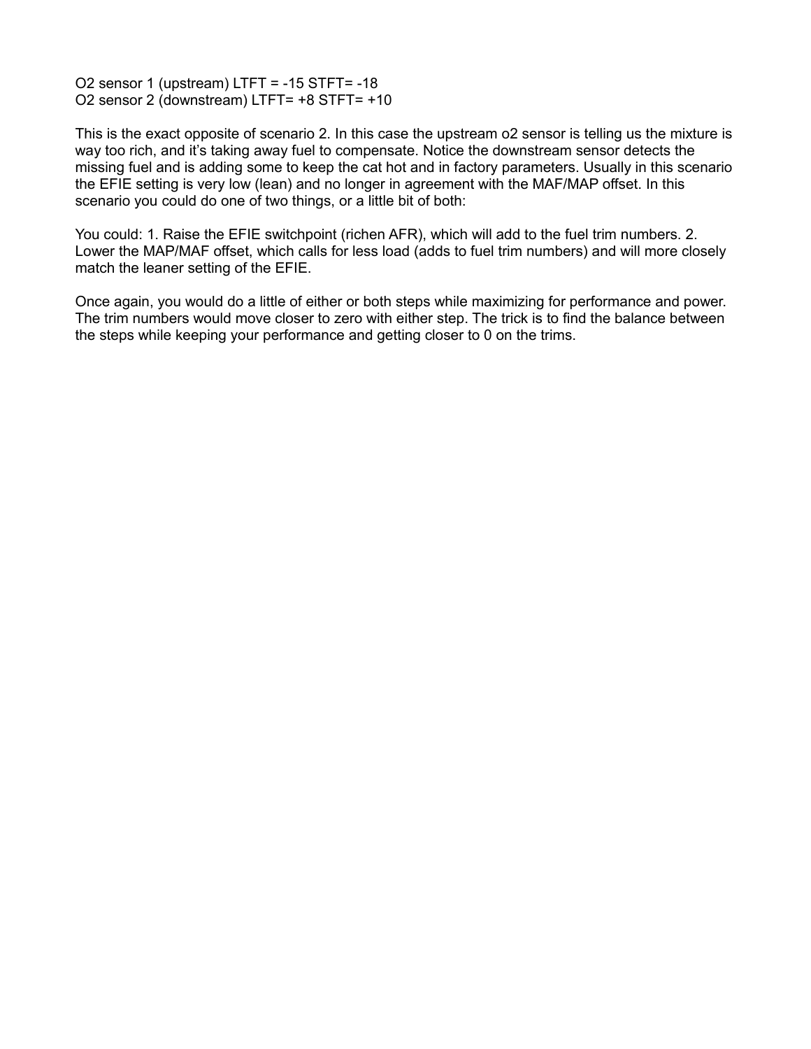O2 sensor 1 (upstream) LTFT = -15 STFT= -18
O2 sensor 2 (downstream) LTFT= +8 STFT= +10

This is the exact opposite of scenario 2. In this case the upstream o2 sensor is telling us the mixture is way too rich, and it's taking away fuel to compensate. Notice the downstream sensor detects the missing fuel and is adding some to keep the cat hot and in factory parameters. Usually in this scenario the EFIE setting is very low (lean) and no longer in agreement with the MAF/MAP offset. In this scenario you could do one of two things, or a little bit of both:

You could: 1. Raise the EFIE switchpoint (richen AFR), which will add to the fuel trim numbers. 2. Lower the MAP/MAF offset, which calls for less load (adds to fuel trim numbers) and will more closely match the leaner setting of the EFIE.

Once again, you would do a little of either or both steps while maximizing for performance and power. The trim numbers would move closer to zero with either step. The trick is to find the balance between the steps while keeping your performance and getting closer to 0 on the trims.